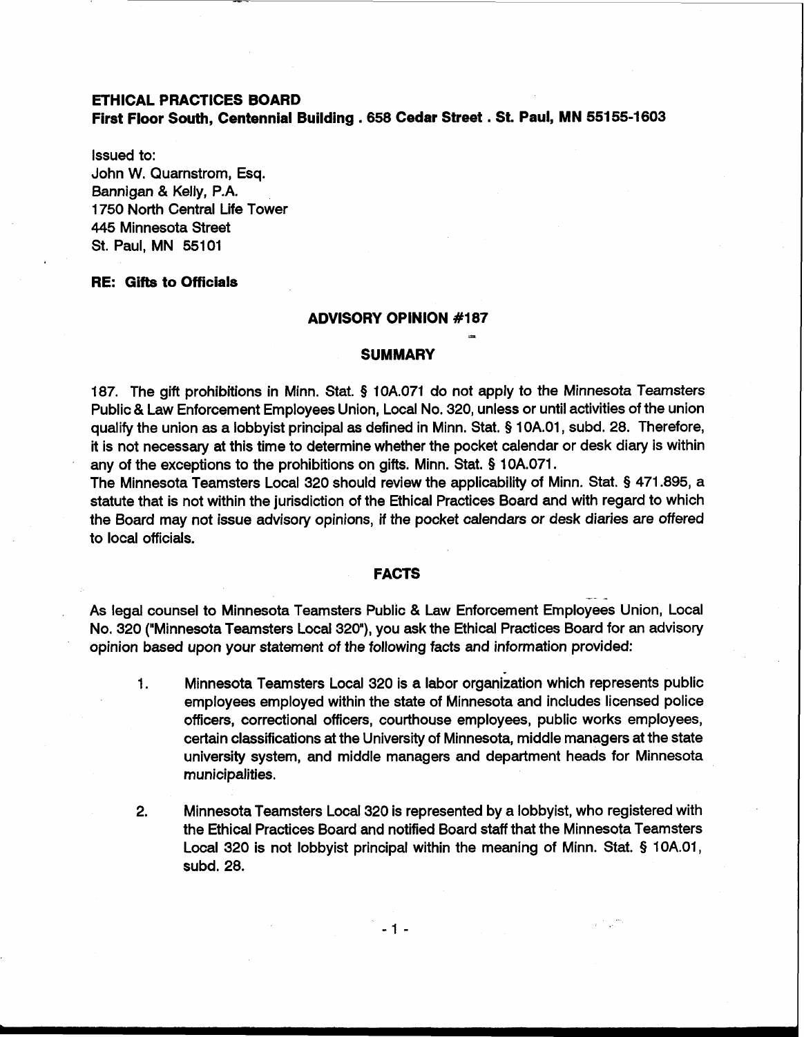**ETHICAL PRACTICES BOARD**
**First Floor South, Centennial Building . 658 Cedar Street . St. Paul, MN 55155-1603**

Issued to:
John W. Quarnstrom, Esq.
Bannigan & Kelly, P.A.
1750 North Central Life Tower
445 Minnesota Street
St. Paul, MN 55101

**RE: Gifts to Officials**

## ADVISORY OPINION #187

### SUMMARY

187. The gift prohibitions in Minn. Stat. § 10A.071 do not apply to the Minnesota Teamsters Public & Law Enforcement Employees Union, Local No. 320, unless or until activities of the union qualify the union as a lobbyist principal as defined in Minn. Stat. § 10A.01, subd. 28. Therefore, it is not necessary at this time to determine whether the pocket calendar or desk diary is within any of the exceptions to the prohibitions on gifts. Minn. Stat. § 10A.071.

The Minnesota Teamsters Local 320 should review the applicability of Minn. Stat. § 471.895, a statute that is not within the jurisdiction of the Ethical Practices Board and with regard to which the Board may not issue advisory opinions, if the pocket calendars or desk diaries are offered to local officials.

### FACTS

As legal counsel to Minnesota Teamsters Public & Law Enforcement Employees Union, Local No. 320 ("Minnesota Teamsters Local 320"), you ask the Ethical Practices Board for an advisory opinion based upon your statement of the following facts and information provided:

1. Minnesota Teamsters Local 320 is a labor organization which represents public employees employed within the state of Minnesota and includes licensed police officers, correctional officers, courthouse employees, public works employees, certain classifications at the University of Minnesota, middle managers at the state university system, and middle managers and department heads for Minnesota municipalities.

2. Minnesota Teamsters Local 320 is represented by a lobbyist, who registered with the Ethical Practices Board and notified Board staff that the Minnesota Teamsters Local 320 is not lobbyist principal within the meaning of Minn. Stat. § 10A.01, subd. 28.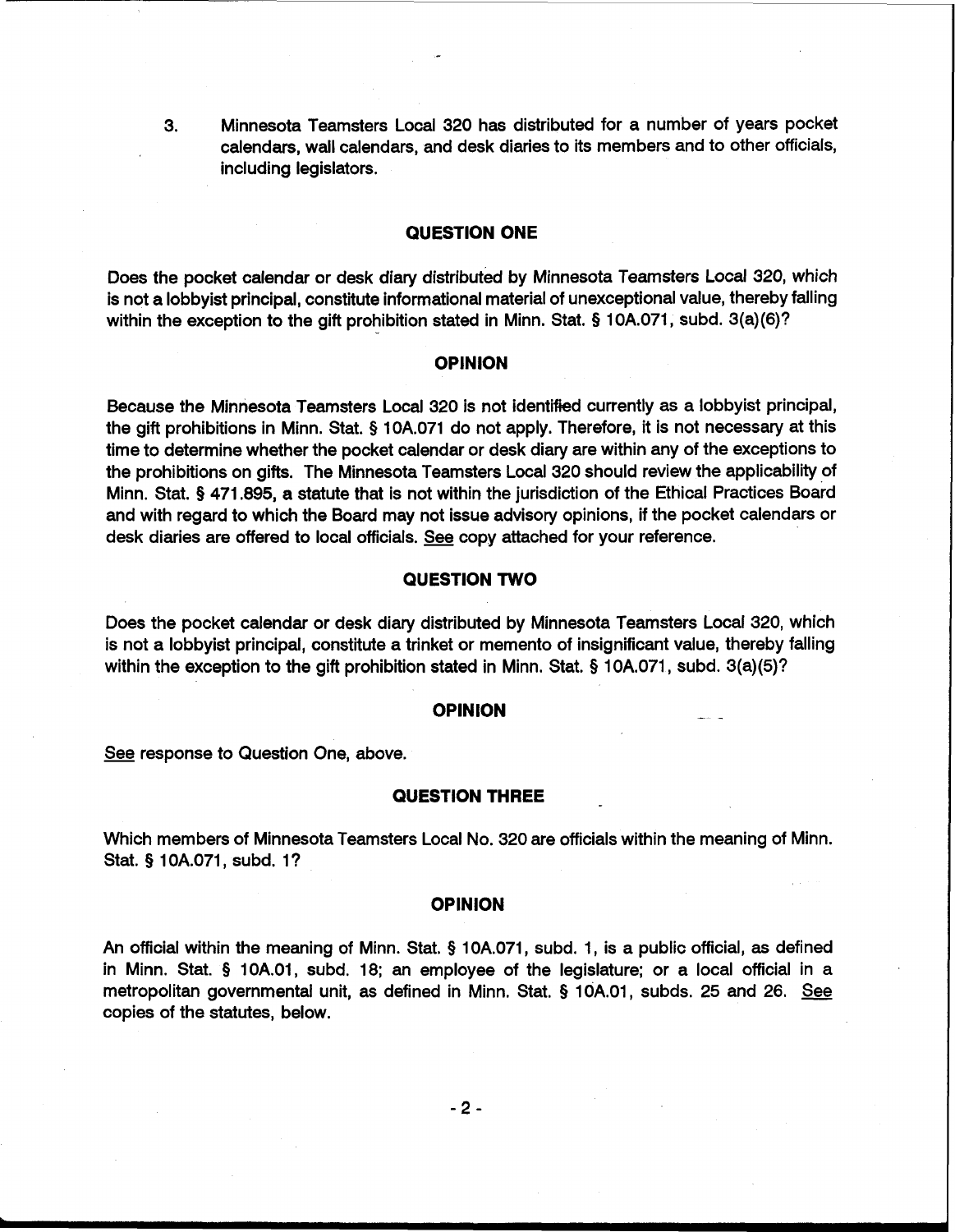3. Minnesota Teamsters Local 320 has distributed for a number of years pocket calendars, wall calendars, and desk diaries to its members and to other officials, including legislators.

### QUESTION ONE

Does the pocket calendar or desk diary distributed by Minnesota Teamsters Local 320, which is not a lobbyist principal, constitute informational material of unexceptional value, thereby falling within the exception to the gift prohibition stated in Minn. Stat. § 10A.071, subd. 3(a)(6)?

### OPINION

Because the Minnesota Teamsters Local 320 is not identified currently as a lobbyist principal, the gift prohibitions in Minn. Stat. § 10A.071 do not apply. Therefore, it is not necessary at this time to determine whether the pocket calendar or desk diary are within any of the exceptions to the prohibitions on gifts. The Minnesota Teamsters Local 320 should review the applicability of Minn. Stat. § 471.895, a statute that is not within the jurisdiction of the Ethical Practices Board and with regard to which the Board may not issue advisory opinions, if the pocket calendars or desk diaries are offered to local officials. See copy attached for your reference.

### QUESTION TWO

Does the pocket calendar or desk diary distributed by Minnesota Teamsters Local 320, which is not a lobbyist principal, constitute a trinket or memento of insignificant value, thereby falling within the exception to the gift prohibition stated in Minn. Stat. § 10A.071, subd. 3(a)(5)?

### OPINION

See response to Question One, above.

### QUESTION THREE

Which members of Minnesota Teamsters Local No. 320 are officials within the meaning of Minn. Stat. § 10A.071, subd. 1?

### OPINION

An official within the meaning of Minn. Stat. § 10A.071, subd. 1, is a public official, as defined in Minn. Stat. § 10A.01, subd. 18; an employee of the legislature; or a local official in a metropolitan governmental unit, as defined in Minn. Stat. § 10A.01, subds. 25 and 26. See copies of the statutes, below.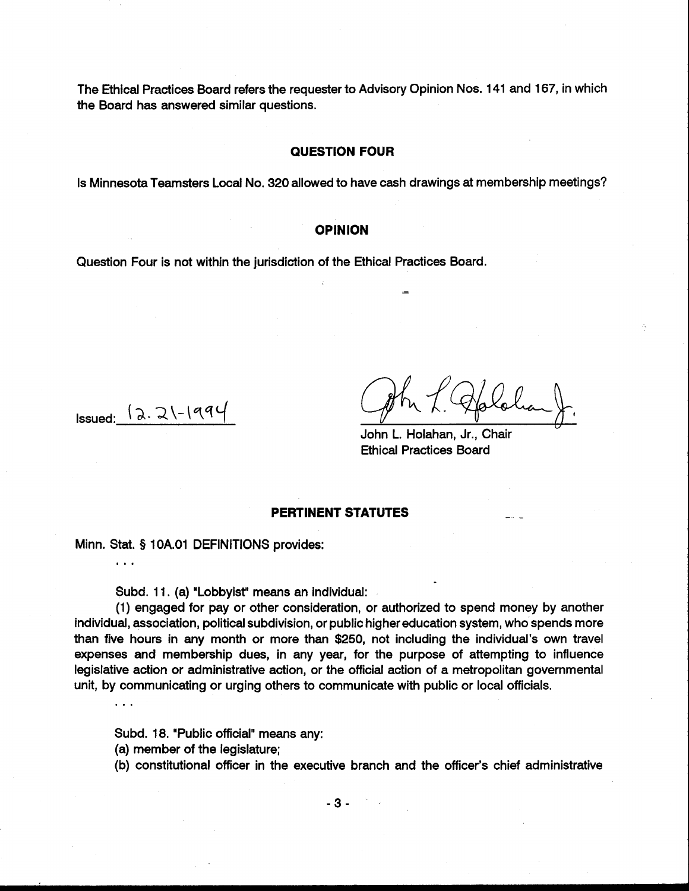The Ethical Practices Board refers the requester to Advisory Opinion Nos. 141 and 167, in which the Board has answered similar questions.

## QUESTION FOUR

Is Minnesota Teamsters Local No. 320 allowed to have cash drawings at membership meetings?

## OPINION

Question Four is not within the jurisdiction of the Ethical Practices Board.

Issued: 12-21-1994

John L. Holahan, Jr., Chair
Ethical Practices Board

## PERTINENT STATUTES

Minn. Stat. § 10A.01 DEFINITIONS provides:

. . .

Subd. 11. (a) "Lobbyist" means an individual:

(1) engaged for pay or other consideration, or authorized to spend money by another individual, association, political subdivision, or public higher education system, who spends more than five hours in any month or more than $250, not including the individual's own travel expenses and membership dues, in any year, for the purpose of attempting to influence legislative action or administrative action, or the official action of a metropolitan governmental unit, by communicating or urging others to communicate with public or local officials.

. . .

Subd. 18. "Public official" means any:

(a) member of the legislature;

(b) constitutional officer in the executive branch and the officer's chief administrative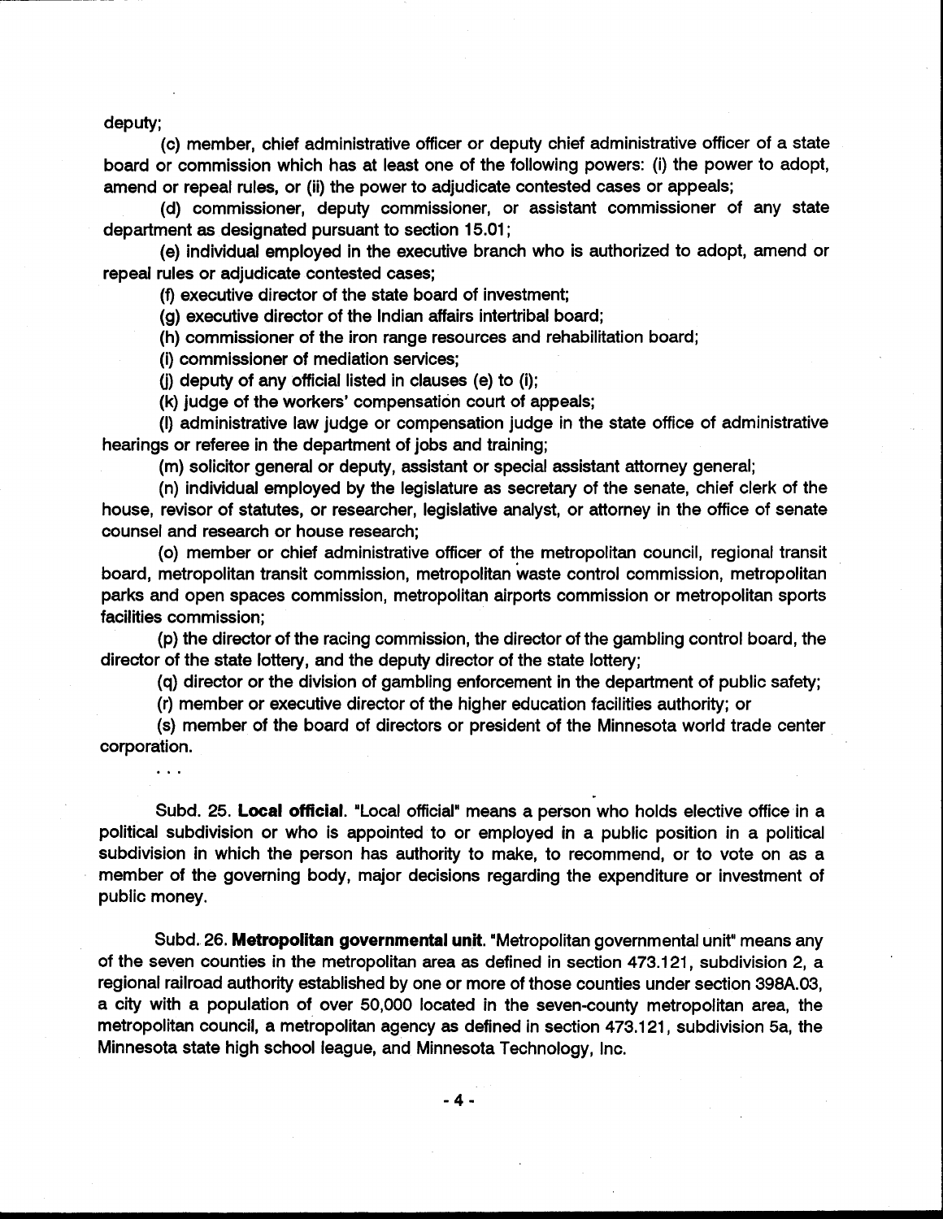deputy;

(c) member, chief administrative officer or deputy chief administrative officer of a state board or commission which has at least one of the following powers: (i) the power to adopt, amend or repeal rules, or (ii) the power to adjudicate contested cases or appeals;

(d) commissioner, deputy commissioner, or assistant commissioner of any state department as designated pursuant to section 15.01;

(e) individual employed in the executive branch who is authorized to adopt, amend or repeal rules or adjudicate contested cases;

(f) executive director of the state board of investment;

(g) executive director of the Indian affairs intertribal board;

(h) commissioner of the iron range resources and rehabilitation board;

(i) commissioner of mediation services;

(j) deputy of any official listed in clauses (e) to (i);

(k) judge of the workers' compensation court of appeals;

(l) administrative law judge or compensation judge in the state office of administrative hearings or referee in the department of jobs and training;

(m) solicitor general or deputy, assistant or special assistant attorney general;

(n) individual employed by the legislature as secretary of the senate, chief clerk of the house, revisor of statutes, or researcher, legislative analyst, or attorney in the office of senate counsel and research or house research;

(o) member or chief administrative officer of the metropolitan council, regional transit board, metropolitan transit commission, metropolitan waste control commission, metropolitan parks and open spaces commission, metropolitan airports commission or metropolitan sports facilities commission;

(p) the director of the racing commission, the director of the gambling control board, the director of the state lottery, and the deputy director of the state lottery;

(q) director or the division of gambling enforcement in the department of public safety;

(r) member or executive director of the higher education facilities authority; or

(s) member of the board of directors or president of the Minnesota world trade center corporation.

. . .

Subd. 25. **Local official**. "Local official" means a person who holds elective office in a political subdivision or who is appointed to or employed in a public position in a political subdivision in which the person has authority to make, to recommend, or to vote on as a member of the governing body, major decisions regarding the expenditure or investment of public money.

Subd. 26. **Metropolitan governmental unit**. "Metropolitan governmental unit" means any of the seven counties in the metropolitan area as defined in section 473.121, subdivision 2, a regional railroad authority established by one or more of those counties under section 398A.03, a city with a population of over 50,000 located in the seven-county metropolitan area, the metropolitan council, a metropolitan agency as defined in section 473.121, subdivision 5a, the Minnesota state high school league, and Minnesota Technology, Inc.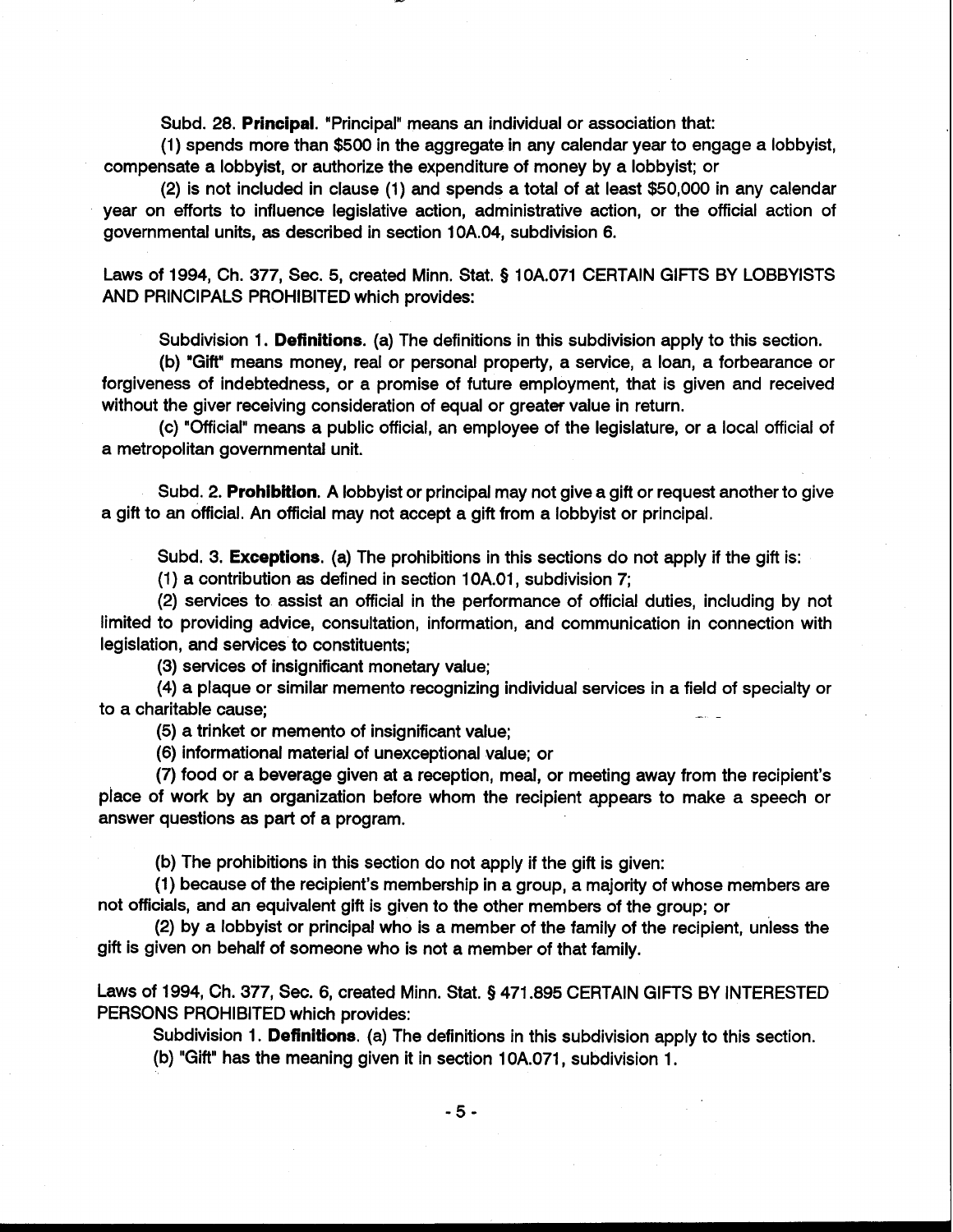Subd. 28. **Principal.** "Principal" means an individual or association that:

(1) spends more than $500 in the aggregate in any calendar year to engage a lobbyist, compensate a lobbyist, or authorize the expenditure of money by a lobbyist; or

(2) is not included in clause (1) and spends a total of at least $50,000 in any calendar year on efforts to influence legislative action, administrative action, or the official action of governmental units, as described in section 10A.04, subdivision 6.

Laws of 1994, Ch. 377, Sec. 5, created Minn. Stat. § 10A.071 CERTAIN GIFTS BY LOBBYISTS AND PRINCIPALS PROHIBITED which provides:

Subdivision 1. **Definitions.** (a) The definitions in this subdivision apply to this section.

(b) "Gift" means money, real or personal property, a service, a loan, a forbearance or forgiveness of indebtedness, or a promise of future employment, that is given and received without the giver receiving consideration of equal or greater value in return.

(c) "Official" means a public official, an employee of the legislature, or a local official of a metropolitan governmental unit.

Subd. 2. **Prohibition.** A lobbyist or principal may not give a gift or request another to give a gift to an official. An official may not accept a gift from a lobbyist or principal.

Subd. 3. **Exceptions.** (a) The prohibitions in this sections do not apply if the gift is:

(1) a contribution as defined in section 10A.01, subdivision 7;

(2) services to assist an official in the performance of official duties, including by not limited to providing advice, consultation, information, and communication in connection with legislation, and services to constituents;

(3) services of insignificant monetary value;

(4) a plaque or similar memento recognizing individual services in a field of specialty or to a charitable cause;

(5) a trinket or memento of insignificant value;

(6) informational material of unexceptional value; or

(7) food or a beverage given at a reception, meal, or meeting away from the recipient's place of work by an organization before whom the recipient appears to make a speech or answer questions as part of a program.

(b) The prohibitions in this section do not apply if the gift is given:

(1) because of the recipient's membership in a group, a majority of whose members are not officials, and an equivalent gift is given to the other members of the group; or

(2) by a lobbyist or principal who is a member of the family of the recipient, unless the gift is given on behalf of someone who is not a member of that family.

Laws of 1994, Ch. 377, Sec. 6, created Minn. Stat. § 471.895 CERTAIN GIFTS BY INTERESTED PERSONS PROHIBITED which provides:

Subdivision 1. **Definitions.** (a) The definitions in this subdivision apply to this section.

(b) "Gift" has the meaning given it in section 10A.071, subdivision 1.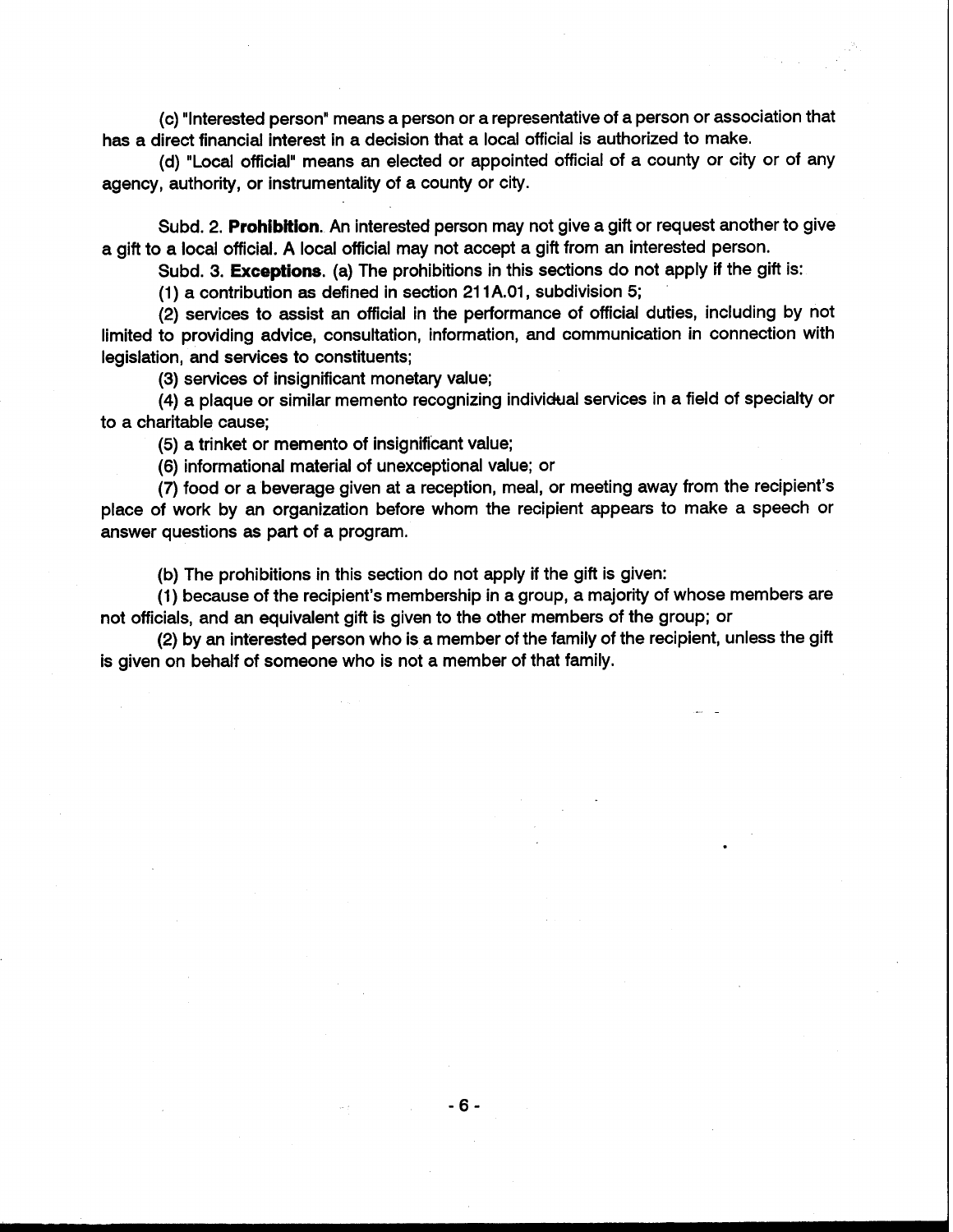(c) "Interested person" means a person or a representative of a person or association that has a direct financial interest in a decision that a local official is authorized to make.

(d) "Local official" means an elected or appointed official of a county or city or of any agency, authority, or instrumentality of a county or city.

Subd. 2. **Prohibition**. An interested person may not give a gift or request another to give a gift to a local official. A local official may not accept a gift from an interested person.

Subd. 3. **Exceptions**. (a) The prohibitions in this sections do not apply if the gift is:

(1) a contribution as defined in section 211A.01, subdivision 5;

(2) services to assist an official in the performance of official duties, including by not limited to providing advice, consultation, information, and communication in connection with legislation, and services to constituents;

(3) services of insignificant monetary value;

(4) a plaque or similar memento recognizing individual services in a field of specialty or to a charitable cause;

(5) a trinket or memento of insignificant value;

(6) informational material of unexceptional value; or

(7) food or a beverage given at a reception, meal, or meeting away from the recipient's place of work by an organization before whom the recipient appears to make a speech or answer questions as part of a program.

(b) The prohibitions in this section do not apply if the gift is given:

(1) because of the recipient's membership in a group, a majority of whose members are not officials, and an equivalent gift is given to the other members of the group; or

(2) by an interested person who is a member of the family of the recipient, unless the gift is given on behalf of someone who is not a member of that family.